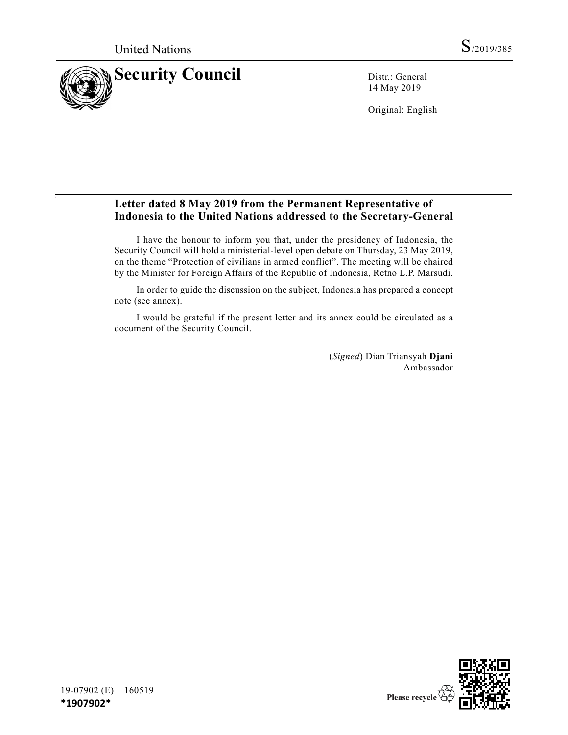United Nations

S/2019/385

# Security Council

Distr.: General
14 May 2019

Original: English

## Letter dated 8 May 2019 from the Permanent Representative of Indonesia to the United Nations addressed to the Secretary-General

I have the honour to inform you that, under the presidency of Indonesia, the Security Council will hold a ministerial-level open debate on Thursday, 23 May 2019, on the theme "Protection of civilians in armed conflict". The meeting will be chaired by the Minister for Foreign Affairs of the Republic of Indonesia, Retno L.P. Marsudi.

In order to guide the discussion on the subject, Indonesia has prepared a concept note (see annex).

I would be grateful if the present letter and its annex could be circulated as a document of the Security Council.

(*Signed*) Dian Triansyah **Djani**
Ambassador

19-07902 (E) 160519
**\*1907902\***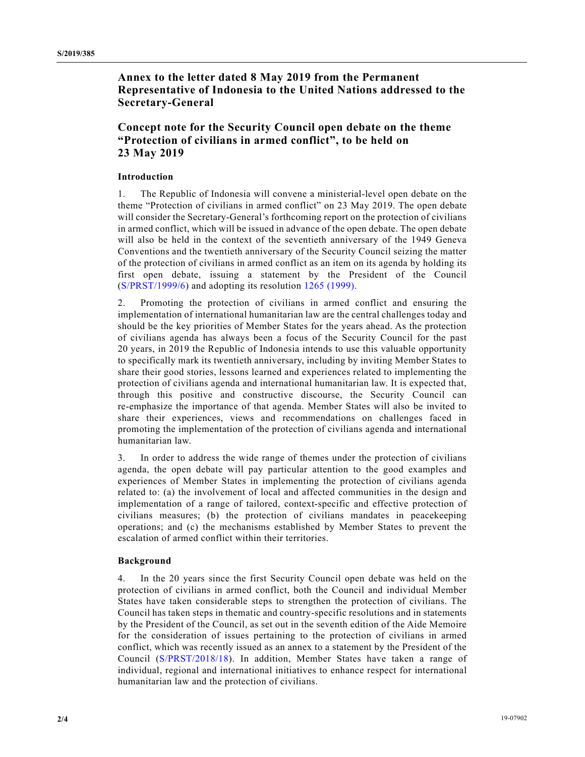## Annex to the letter dated 8 May 2019 from the Permanent Representative of Indonesia to the United Nations addressed to the Secretary-General

## Concept note for the Security Council open debate on the theme "Protection of civilians in armed conflict", to be held on 23 May 2019

### Introduction

1. The Republic of Indonesia will convene a ministerial-level open debate on the theme "Protection of civilians in armed conflict" on 23 May 2019. The open debate will consider the Secretary-General's forthcoming report on the protection of civilians in armed conflict, which will be issued in advance of the open debate. The open debate will also be held in the context of the seventieth anniversary of the 1949 Geneva Conventions and the twentieth anniversary of the Security Council seizing the matter of the protection of civilians in armed conflict as an item on its agenda by holding its first open debate, issuing a statement by the President of the Council (S/PRST/1999/6) and adopting its resolution 1265 (1999).

2. Promoting the protection of civilians in armed conflict and ensuring the implementation of international humanitarian law are the central challenges today and should be the key priorities of Member States for the years ahead. As the protection of civilians agenda has always been a focus of the Security Council for the past 20 years, in 2019 the Republic of Indonesia intends to use this valuable opportunity to specifically mark its twentieth anniversary, including by inviting Member States to share their good stories, lessons learned and experiences related to implementing the protection of civilians agenda and international humanitarian law. It is expected that, through this positive and constructive discourse, the Security Council can re-emphasize the importance of that agenda. Member States will also be invited to share their experiences, views and recommendations on challenges faced in promoting the implementation of the protection of civilians agenda and international humanitarian law.

3. In order to address the wide range of themes under the protection of civilians agenda, the open debate will pay particular attention to the good examples and experiences of Member States in implementing the protection of civilians agenda related to: (a) the involvement of local and affected communities in the design and implementation of a range of tailored, context-specific and effective protection of civilians measures; (b) the protection of civilians mandates in peacekeeping operations; and (c) the mechanisms established by Member States to prevent the escalation of armed conflict within their territories.

### Background

4. In the 20 years since the first Security Council open debate was held on the protection of civilians in armed conflict, both the Council and individual Member States have taken considerable steps to strengthen the protection of civilians. The Council has taken steps in thematic and country-specific resolutions and in statements by the President of the Council, as set out in the seventh edition of the Aide Memoire for the consideration of issues pertaining to the protection of civilians in armed conflict, which was recently issued as an annex to a statement by the President of the Council (S/PRST/2018/18). In addition, Member States have taken a range of individual, regional and international initiatives to enhance respect for international humanitarian law and the protection of civilians.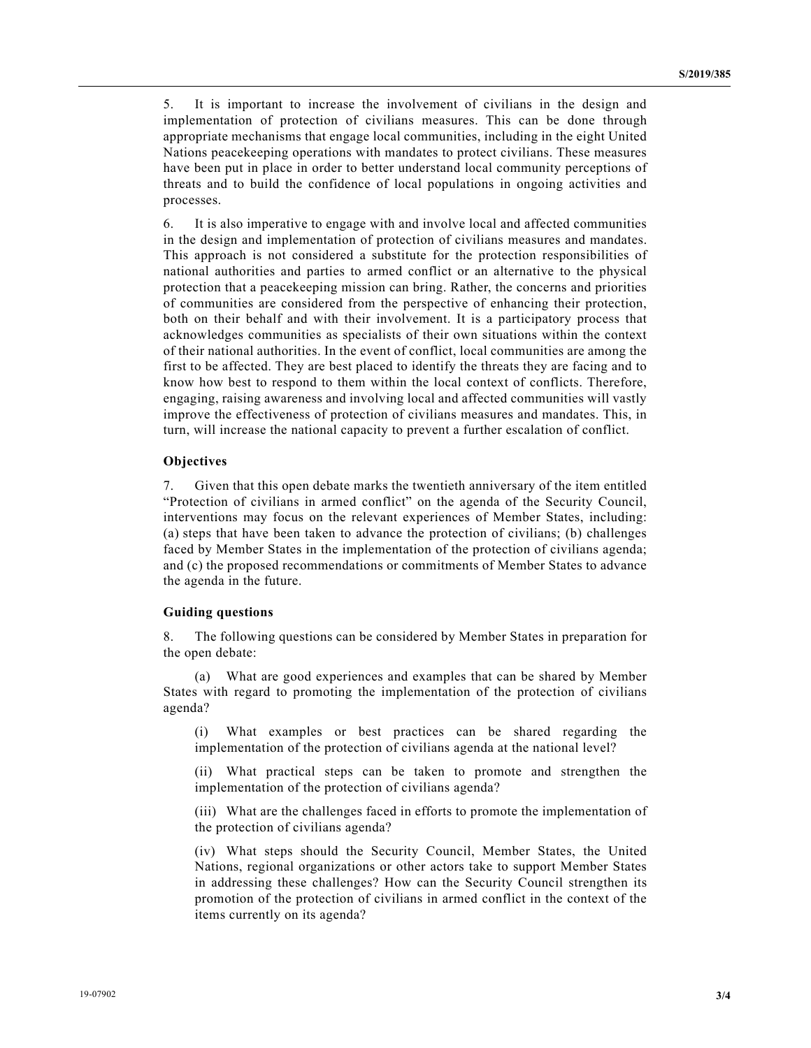5. It is important to increase the involvement of civilians in the design and implementation of protection of civilians measures. This can be done through appropriate mechanisms that engage local communities, including in the eight United Nations peacekeeping operations with mandates to protect civilians. These measures have been put in place in order to better understand local community perceptions of threats and to build the confidence of local populations in ongoing activities and processes.

6. It is also imperative to engage with and involve local and affected communities in the design and implementation of protection of civilians measures and mandates. This approach is not considered a substitute for the protection responsibilities of national authorities and parties to armed conflict or an alternative to the physical protection that a peacekeeping mission can bring. Rather, the concerns and priorities of communities are considered from the perspective of enhancing their protection, both on their behalf and with their involvement. It is a participatory process that acknowledges communities as specialists of their own situations within the context of their national authorities. In the event of conflict, local communities are among the first to be affected. They are best placed to identify the threats they are facing and to know how best to respond to them within the local context of conflicts. Therefore, engaging, raising awareness and involving local and affected communities will vastly improve the effectiveness of protection of civilians measures and mandates. This, in turn, will increase the national capacity to prevent a further escalation of conflict.

**Objectives**

7. Given that this open debate marks the twentieth anniversary of the item entitled "Protection of civilians in armed conflict" on the agenda of the Security Council, interventions may focus on the relevant experiences of Member States, including: (a) steps that have been taken to advance the protection of civilians; (b) challenges faced by Member States in the implementation of the protection of civilians agenda; and (c) the proposed recommendations or commitments of Member States to advance the agenda in the future.

**Guiding questions**

8. The following questions can be considered by Member States in preparation for the open debate:

(a) What are good experiences and examples that can be shared by Member States with regard to promoting the implementation of the protection of civilians agenda?

(i) What examples or best practices can be shared regarding the implementation of the protection of civilians agenda at the national level?

(ii) What practical steps can be taken to promote and strengthen the implementation of the protection of civilians agenda?

(iii) What are the challenges faced in efforts to promote the implementation of the protection of civilians agenda?

(iv) What steps should the Security Council, Member States, the United Nations, regional organizations or other actors take to support Member States in addressing these challenges? How can the Security Council strengthen its promotion of the protection of civilians in armed conflict in the context of the items currently on its agenda?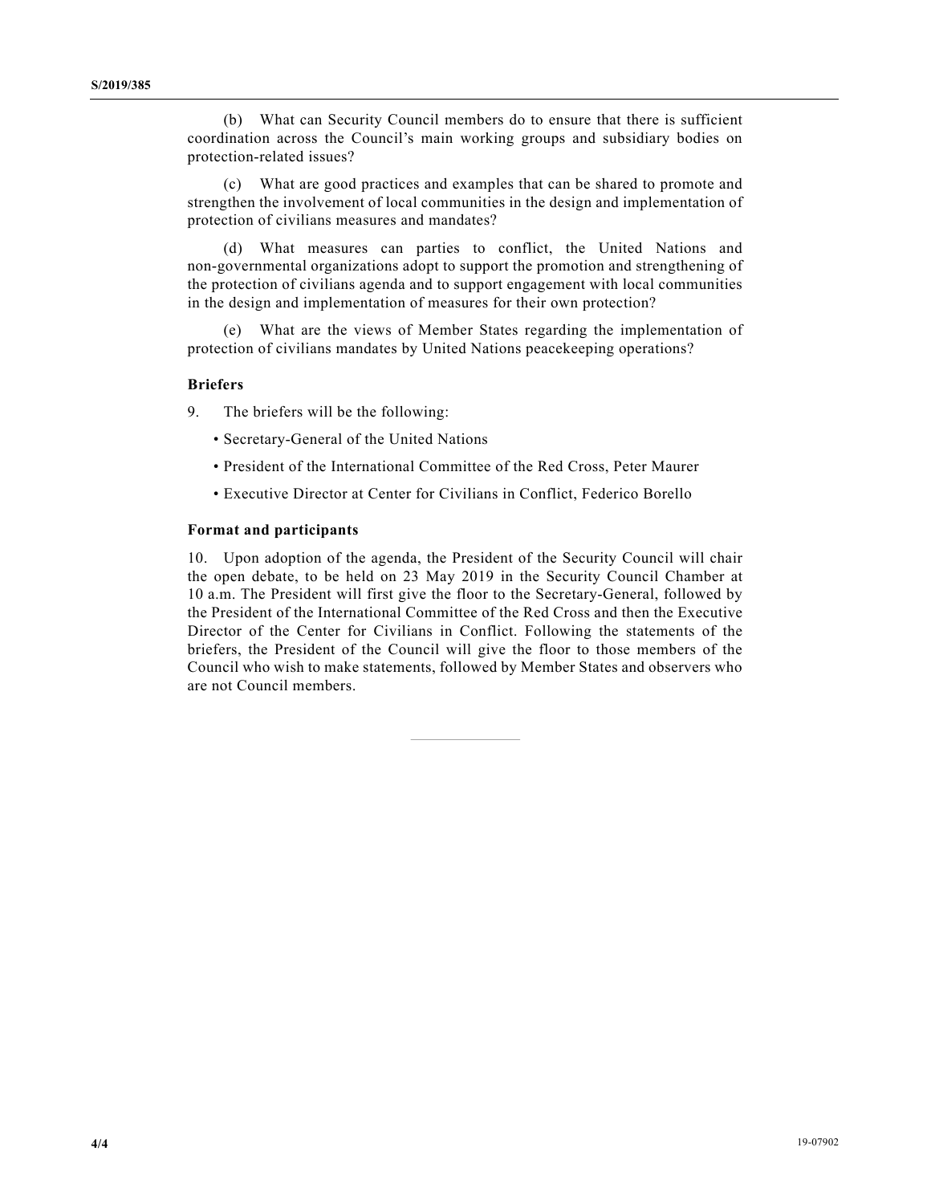(b) What can Security Council members do to ensure that there is sufficient coordination across the Council's main working groups and subsidiary bodies on protection-related issues?

(c) What are good practices and examples that can be shared to promote and strengthen the involvement of local communities in the design and implementation of protection of civilians measures and mandates?

(d) What measures can parties to conflict, the United Nations and non-governmental organizations adopt to support the promotion and strengthening of the protection of civilians agenda and to support engagement with local communities in the design and implementation of measures for their own protection?

(e) What are the views of Member States regarding the implementation of protection of civilians mandates by United Nations peacekeeping operations?

### Briefers

9. The briefers will be the following:

- Secretary-General of the United Nations
- President of the International Committee of the Red Cross, Peter Maurer
- Executive Director at Center for Civilians in Conflict, Federico Borello

### Format and participants

10. Upon adoption of the agenda, the President of the Security Council will chair the open debate, to be held on 23 May 2019 in the Security Council Chamber at 10 a.m. The President will first give the floor to the Secretary-General, followed by the President of the International Committee of the Red Cross and then the Executive Director of the Center for Civilians in Conflict. Following the statements of the briefers, the President of the Council will give the floor to those members of the Council who wish to make statements, followed by Member States and observers who are not Council members.